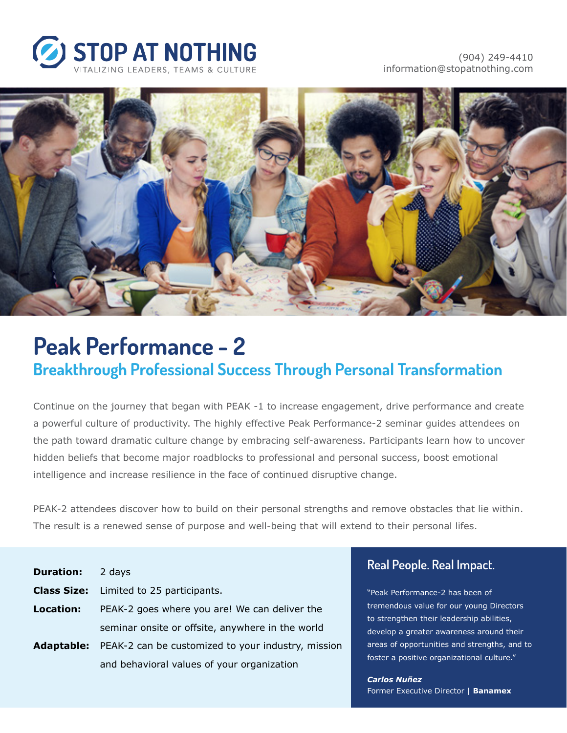**STOP AT NOTHING**
VITALIZING LEADERS, TEAMS & CULTURE

(904) 249-4410
information@stopatnothing.com

# Peak Performance - 2

## Breakthrough Professional Success Through Personal Transformation

Continue on the journey that began with PEAK -1 to increase engagement, drive performance and create a powerful culture of productivity. The highly effective Peak Performance-2 seminar guides attendees on the path toward dramatic culture change by embracing self-awareness. Participants learn how to uncover hidden beliefs that become major roadblocks to professional and personal success, boost emotional intelligence and increase resilience in the face of continued disruptive change.

PEAK-2 attendees discover how to build on their personal strengths and remove obstacles that lie within. The result is a renewed sense of purpose and well-being that will extend to their personal lifes.

**Duration:** 2 days

**Class Size:** Limited to 25 participants.

**Location:** PEAK-2 goes where you are! We can deliver the seminar onsite or offsite, anywhere in the world

**Adaptable:** PEAK-2 can be customized to your industry, mission and behavioral values of your organization

### Real People. Real Impact.

"Peak Performance-2 has been of tremendous value for our young Directors to strengthen their leadership abilities, develop a greater awareness around their areas of opportunities and strengths, and to foster a positive organizational culture."

***Carlos Nuñez***
Former Executive Director | **Banamex**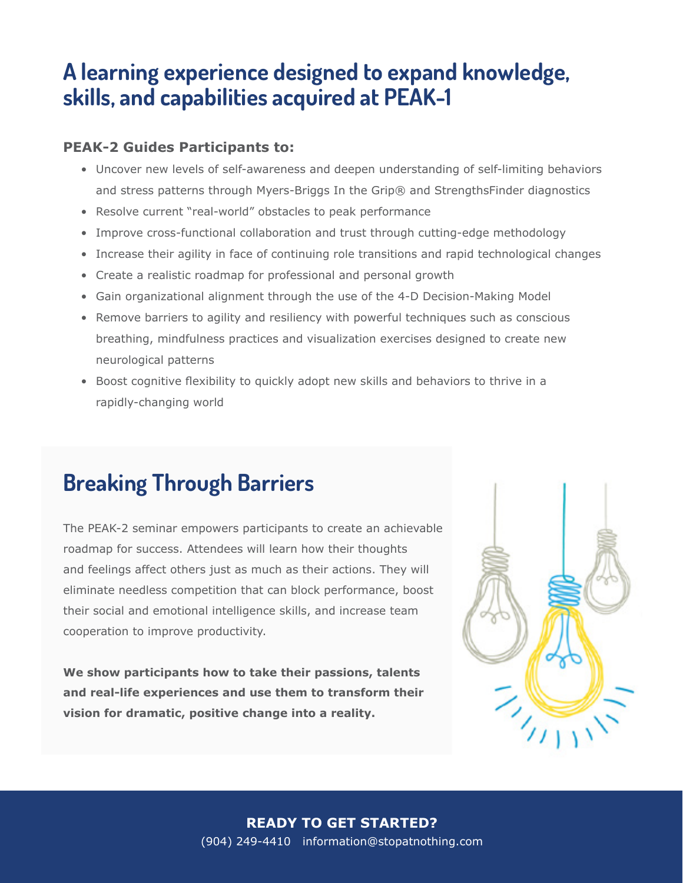# A learning experience designed to expand knowledge, skills, and capabilities acquired at PEAK-1

**PEAK-2 Guides Participants to:**

- Uncover new levels of self-awareness and deepen understanding of self-limiting behaviors and stress patterns through Myers-Briggs In the Grip® and StrengthsFinder diagnostics
- Resolve current "real-world" obstacles to peak performance
- Improve cross-functional collaboration and trust through cutting-edge methodology
- Increase their agility in face of continuing role transitions and rapid technological changes
- Create a realistic roadmap for professional and personal growth
- Gain organizational alignment through the use of the 4-D Decision-Making Model
- Remove barriers to agility and resiliency with powerful techniques such as conscious breathing, mindfulness practices and visualization exercises designed to create new neurological patterns
- Boost cognitive flexibility to quickly adopt new skills and behaviors to thrive in a rapidly-changing world

## Breaking Through Barriers

The PEAK-2 seminar empowers participants to create an achievable roadmap for success. Attendees will learn how their thoughts and feelings affect others just as much as their actions. They will eliminate needless competition that can block performance, boost their social and emotional intelligence skills, and increase team cooperation to improve productivity.

**We show participants how to take their passions, talents and real-life experiences and use them to transform their vision for dramatic, positive change into a reality.**

**READY TO GET STARTED?**

(904) 249-4410 information@stopatnothing.com